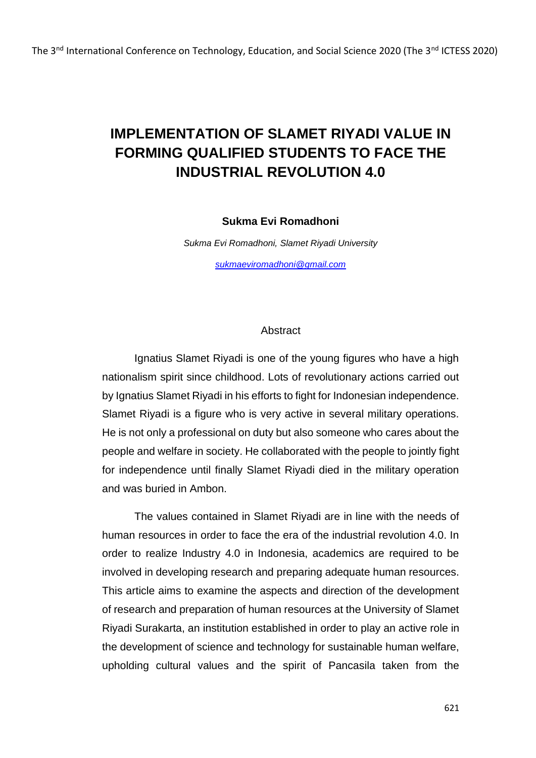# IMPLEMENTATION OF SLAMET RIYADI VALUE IN FORMING QUALIFIED STUDENTS TO FACE THE INDUSTRIAL REVOLUTION 4.0

**Sukma Evi Romadhoni**

*Sukma Evi Romadhoni, Slamet Riyadi University*

*sukmaeviromadhoni@gmail.com*

## Abstract

Ignatius Slamet Riyadi is one of the young figures who have a high nationalism spirit since childhood. Lots of revolutionary actions carried out by Ignatius Slamet Riyadi in his efforts to fight for Indonesian independence. Slamet Riyadi is a figure who is very active in several military operations. He is not only a professional on duty but also someone who cares about the people and welfare in society. He collaborated with the people to jointly fight for independence until finally Slamet Riyadi died in the military operation and was buried in Ambon.

The values contained in Slamet Riyadi are in line with the needs of human resources in order to face the era of the industrial revolution 4.0. In order to realize Industry 4.0 in Indonesia, academics are required to be involved in developing research and preparing adequate human resources. This article aims to examine the aspects and direction of the development of research and preparation of human resources at the University of Slamet Riyadi Surakarta, an institution established in order to play an active role in the development of science and technology for sustainable human welfare, upholding cultural values and the spirit of Pancasila taken from the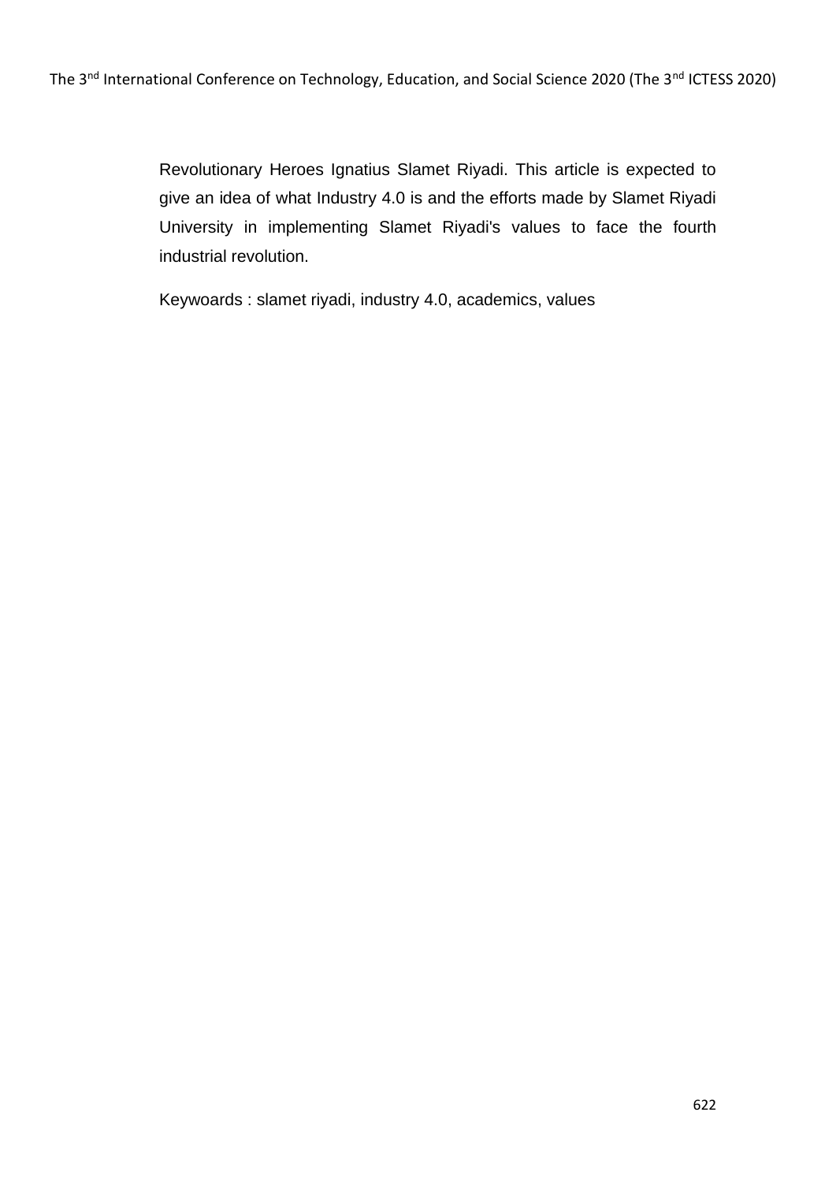Revolutionary Heroes Ignatius Slamet Riyadi. This article is expected to give an idea of what Industry 4.0 is and the efforts made by Slamet Riyadi University in implementing Slamet Riyadi's values to face the fourth industrial revolution.

Keywoards : slamet riyadi, industry 4.0, academics, values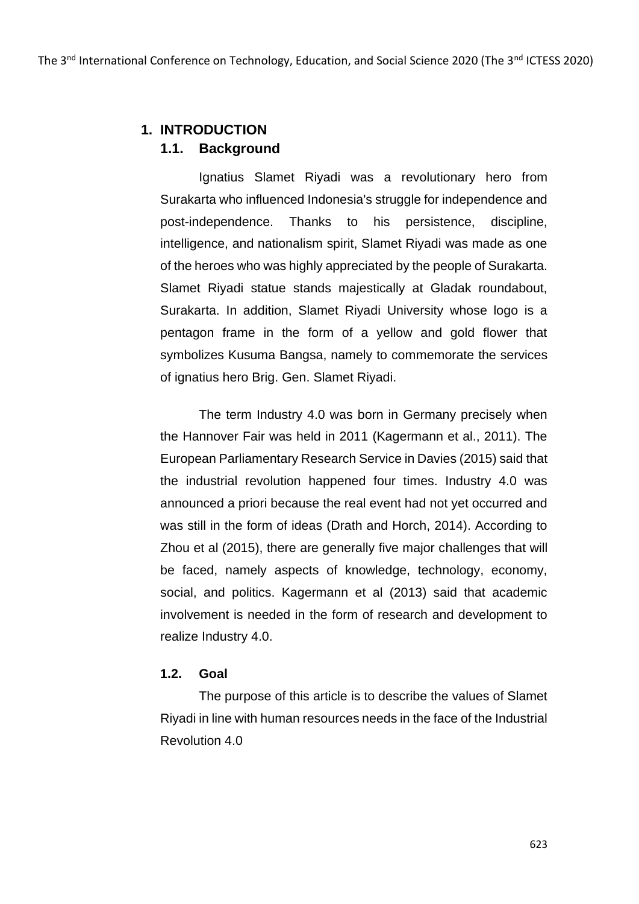# 1. INTRODUCTION

## 1.1. Background

Ignatius Slamet Riyadi was a revolutionary hero from Surakarta who influenced Indonesia's struggle for independence and post-independence. Thanks to his persistence, discipline, intelligence, and nationalism spirit, Slamet Riyadi was made as one of the heroes who was highly appreciated by the people of Surakarta. Slamet Riyadi statue stands majestically at Gladak roundabout, Surakarta. In addition, Slamet Riyadi University whose logo is a pentagon frame in the form of a yellow and gold flower that symbolizes Kusuma Bangsa, namely to commemorate the services of ignatius hero Brig. Gen. Slamet Riyadi.

The term Industry 4.0 was born in Germany precisely when the Hannover Fair was held in 2011 (Kagermann et al., 2011). The European Parliamentary Research Service in Davies (2015) said that the industrial revolution happened four times. Industry 4.0 was announced a priori because the real event had not yet occurred and was still in the form of ideas (Drath and Horch, 2014). According to Zhou et al (2015), there are generally five major challenges that will be faced, namely aspects of knowledge, technology, economy, social, and politics. Kagermann et al (2013) said that academic involvement is needed in the form of research and development to realize Industry 4.0.

## 1.2. Goal

The purpose of this article is to describe the values of Slamet Riyadi in line with human resources needs in the face of the Industrial Revolution 4.0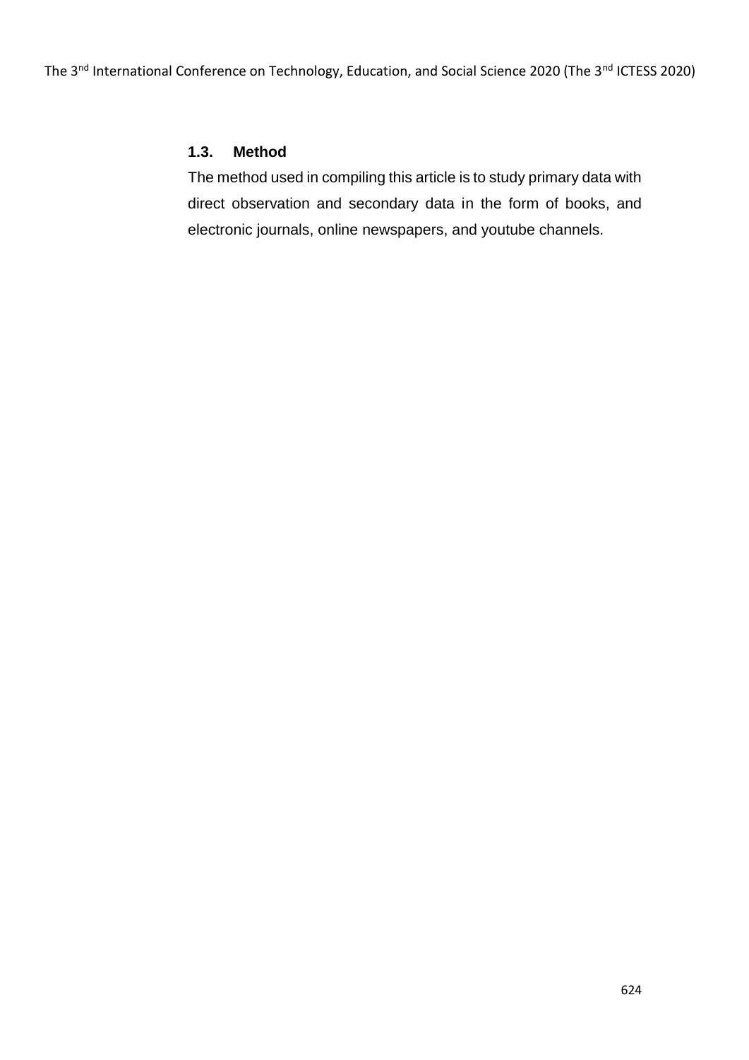### 1.3. Method

The method used in compiling this article is to study primary data with direct observation and secondary data in the form of books, and electronic journals, online newspapers, and youtube channels.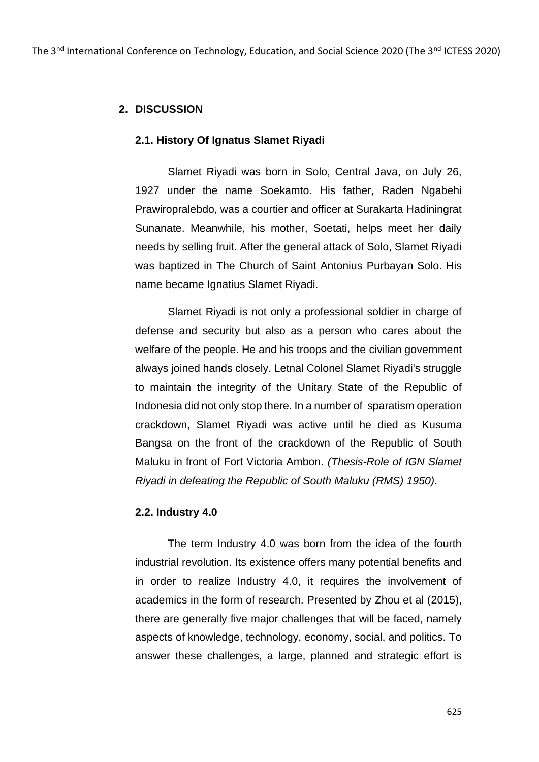## 2. DISCUSSION

### 2.1. History Of Ignatus Slamet Riyadi

Slamet Riyadi was born in Solo, Central Java, on July 26, 1927 under the name Soekamto. His father, Raden Ngabehi Prawiropralebdo, was a courtier and officer at Surakarta Hadiningrat Sunanate. Meanwhile, his mother, Soetati, helps meet her daily needs by selling fruit. After the general attack of Solo, Slamet Riyadi was baptized in The Church of Saint Antonius Purbayan Solo. His name became Ignatius Slamet Riyadi.

Slamet Riyadi is not only a professional soldier in charge of defense and security but also as a person who cares about the welfare of the people. He and his troops and the civilian government always joined hands closely. Letnal Colonel Slamet Riyadi's struggle to maintain the integrity of the Unitary State of the Republic of Indonesia did not only stop there. In a number of sparatism operation crackdown, Slamet Riyadi was active until he died as Kusuma Bangsa on the front of the crackdown of the Republic of South Maluku in front of Fort Victoria Ambon. *(Thesis-Role of IGN Slamet Riyadi in defeating the Republic of South Maluku (RMS) 1950).*

### 2.2. Industry 4.0

The term Industry 4.0 was born from the idea of the fourth industrial revolution. Its existence offers many potential benefits and in order to realize Industry 4.0, it requires the involvement of academics in the form of research. Presented by Zhou et al (2015), there are generally five major challenges that will be faced, namely aspects of knowledge, technology, economy, social, and politics. To answer these challenges, a large, planned and strategic effort is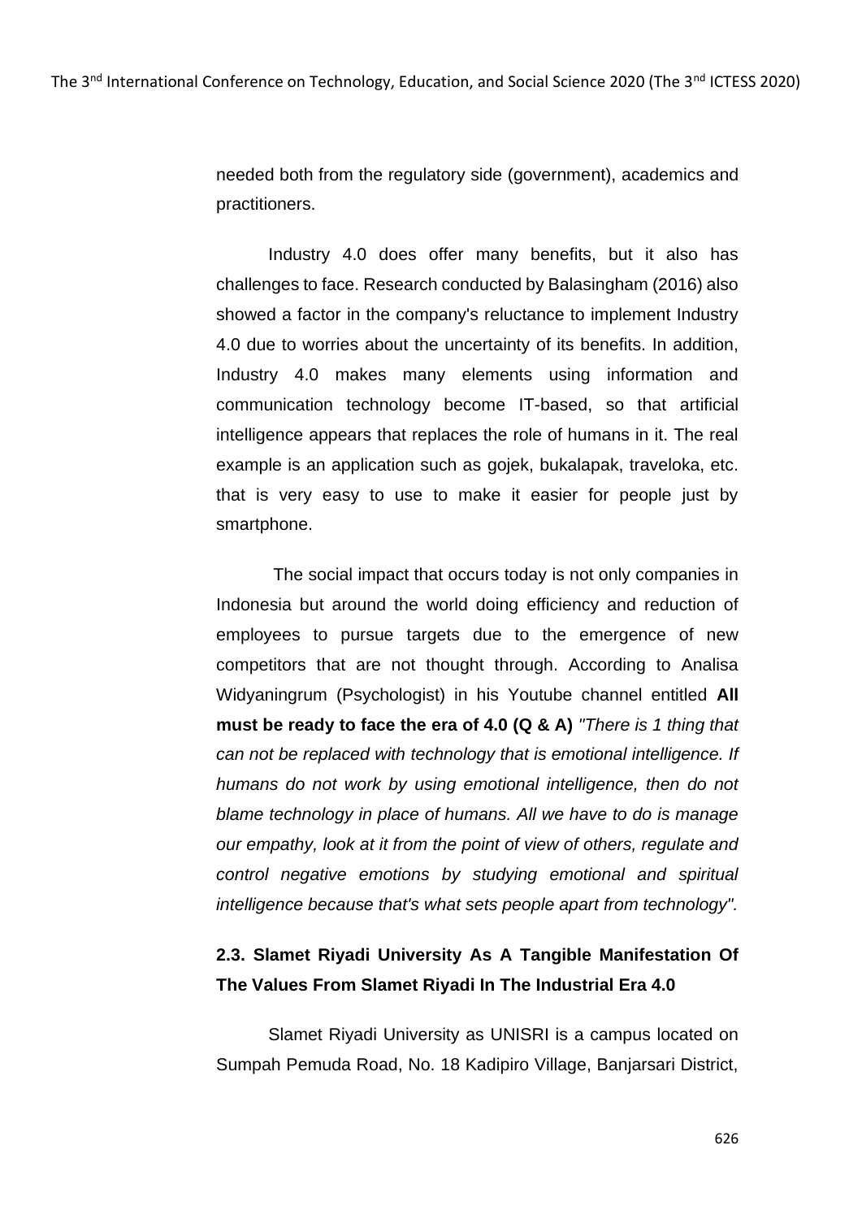needed both from the regulatory side (government), academics and practitioners.

Industry 4.0 does offer many benefits, but it also has challenges to face. Research conducted by Balasingham (2016) also showed a factor in the company's reluctance to implement Industry 4.0 due to worries about the uncertainty of its benefits. In addition, Industry 4.0 makes many elements using information and communication technology become IT-based, so that artificial intelligence appears that replaces the role of humans in it. The real example is an application such as gojek, bukalapak, traveloka, etc. that is very easy to use to make it easier for people just by smartphone.

The social impact that occurs today is not only companies in Indonesia but around the world doing efficiency and reduction of employees to pursue targets due to the emergence of new competitors that are not thought through. According to Analisa Widyaningrum (Psychologist) in his Youtube channel entitled **All must be ready to face the era of 4.0 (Q & A)** *"There is 1 thing that can not be replaced with technology that is emotional intelligence. If humans do not work by using emotional intelligence, then do not blame technology in place of humans. All we have to do is manage our empathy, look at it from the point of view of others, regulate and control negative emotions by studying emotional and spiritual intelligence because that's what sets people apart from technology".*

### 2.3. Slamet Riyadi University As A Tangible Manifestation Of The Values From Slamet Riyadi In The Industrial Era 4.0

Slamet Riyadi University as UNISRI is a campus located on Sumpah Pemuda Road, No. 18 Kadipiro Village, Banjarsari District,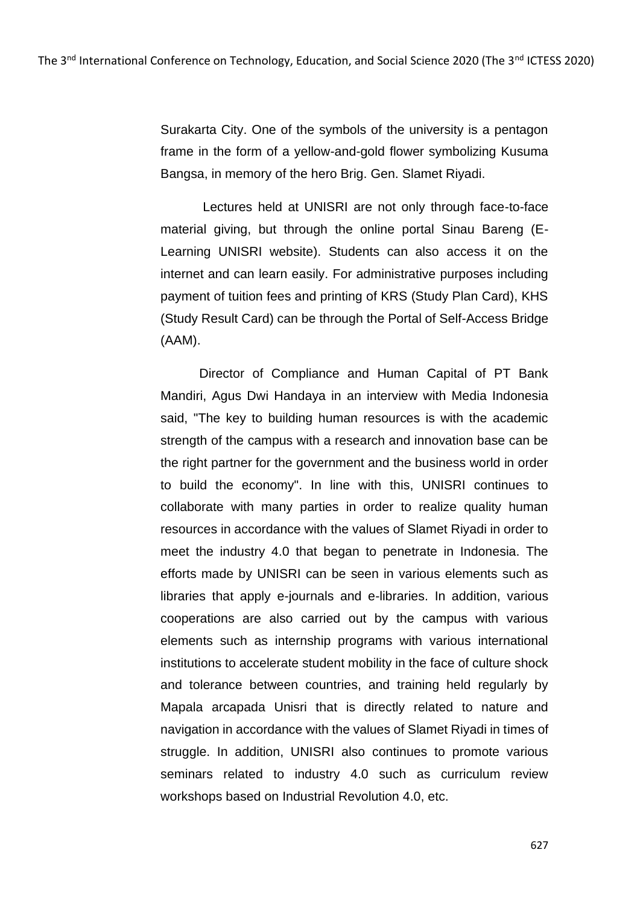Surakarta City. One of the symbols of the university is a pentagon frame in the form of a yellow-and-gold flower symbolizing Kusuma Bangsa, in memory of the hero Brig. Gen. Slamet Riyadi.

Lectures held at UNISRI are not only through face-to-face material giving, but through the online portal Sinau Bareng (E-Learning UNISRI website). Students can also access it on the internet and can learn easily. For administrative purposes including payment of tuition fees and printing of KRS (Study Plan Card), KHS (Study Result Card) can be through the Portal of Self-Access Bridge (AAM).

Director of Compliance and Human Capital of PT Bank Mandiri, Agus Dwi Handaya in an interview with Media Indonesia said, "The key to building human resources is with the academic strength of the campus with a research and innovation base can be the right partner for the government and the business world in order to build the economy". In line with this, UNISRI continues to collaborate with many parties in order to realize quality human resources in accordance with the values of Slamet Riyadi in order to meet the industry 4.0 that began to penetrate in Indonesia. The efforts made by UNISRI can be seen in various elements such as libraries that apply e-journals and e-libraries. In addition, various cooperations are also carried out by the campus with various elements such as internship programs with various international institutions to accelerate student mobility in the face of culture shock and tolerance between countries, and training held regularly by Mapala arcapada Unisri that is directly related to nature and navigation in accordance with the values of Slamet Riyadi in times of struggle. In addition, UNISRI also continues to promote various seminars related to industry 4.0 such as curriculum review workshops based on Industrial Revolution 4.0, etc.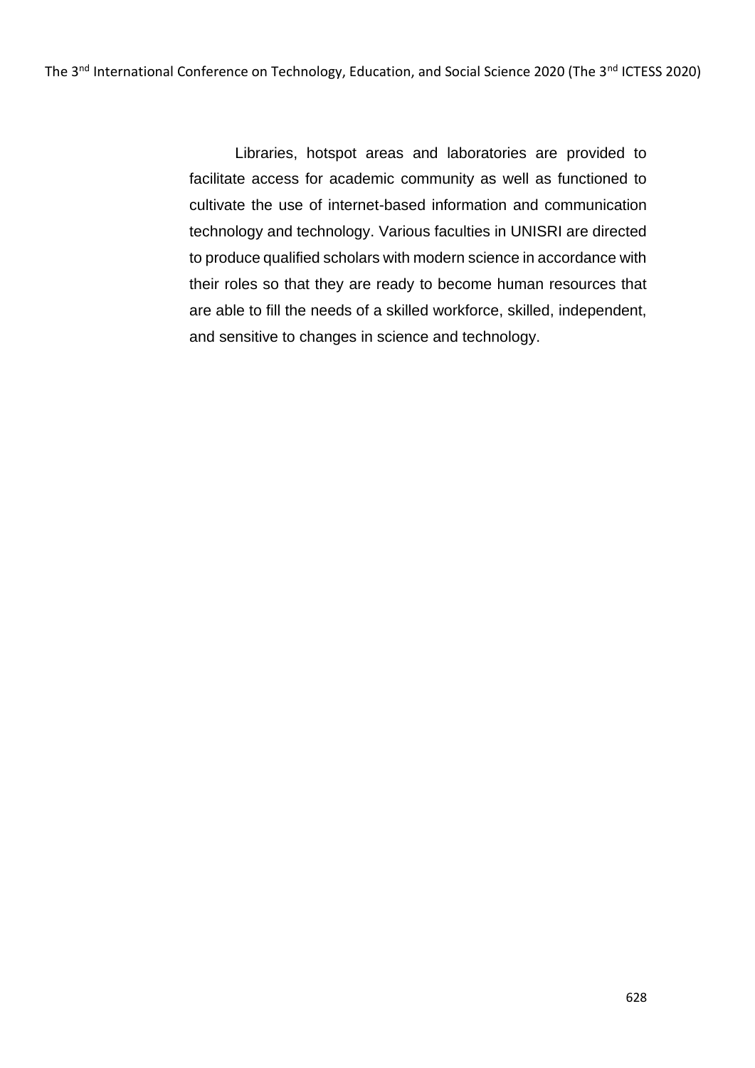Libraries, hotspot areas and laboratories are provided to facilitate access for academic community as well as functioned to cultivate the use of internet-based information and communication technology and technology. Various faculties in UNISRI are directed to produce qualified scholars with modern science in accordance with their roles so that they are ready to become human resources that are able to fill the needs of a skilled workforce, skilled, independent, and sensitive to changes in science and technology.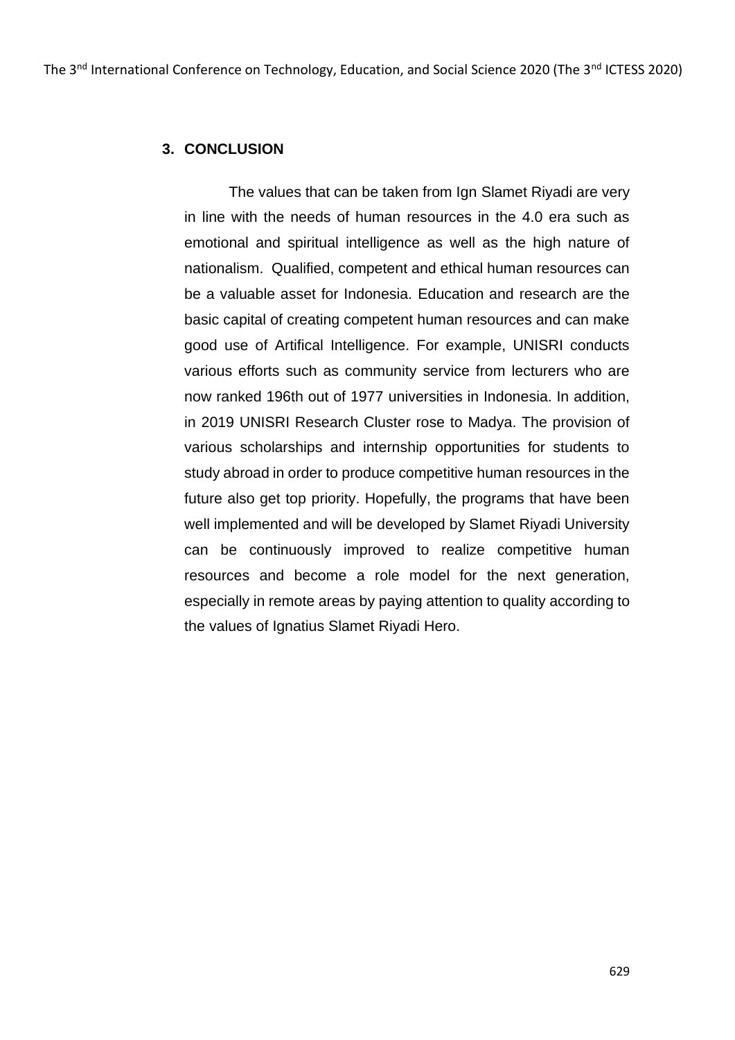## 3. CONCLUSION

The values that can be taken from Ign Slamet Riyadi are very in line with the needs of human resources in the 4.0 era such as emotional and spiritual intelligence as well as the high nature of nationalism. Qualified, competent and ethical human resources can be a valuable asset for Indonesia. Education and research are the basic capital of creating competent human resources and can make good use of Artifical Intelligence. For example, UNISRI conducts various efforts such as community service from lecturers who are now ranked 196th out of 1977 universities in Indonesia. In addition, in 2019 UNISRI Research Cluster rose to Madya. The provision of various scholarships and internship opportunities for students to study abroad in order to produce competitive human resources in the future also get top priority. Hopefully, the programs that have been well implemented and will be developed by Slamet Riyadi University can be continuously improved to realize competitive human resources and become a role model for the next generation, especially in remote areas by paying attention to quality according to the values of Ignatius Slamet Riyadi Hero.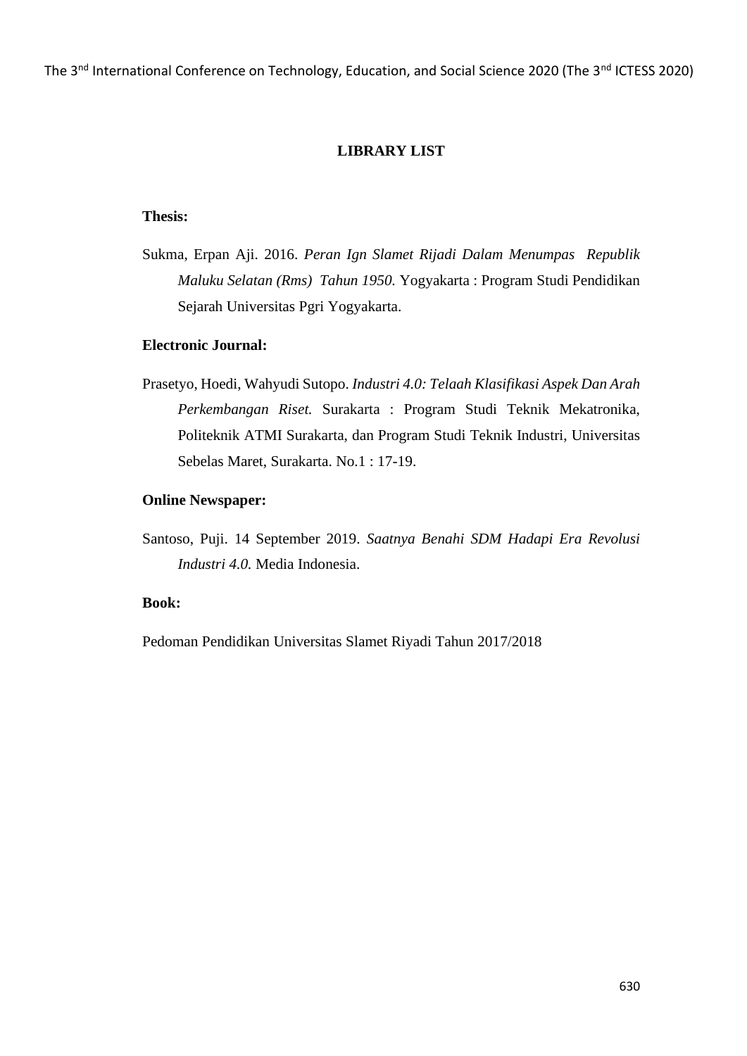## LIBRARY LIST

**Thesis:**

Sukma, Erpan Aji. 2016. *Peran Ign Slamet Rijadi Dalam Menumpas Republik Maluku Selatan (Rms) Tahun 1950.* Yogyakarta : Program Studi Pendidikan Sejarah Universitas Pgri Yogyakarta.

**Electronic Journal:**

Prasetyo, Hoedi, Wahyudi Sutopo. *Industri 4.0: Telaah Klasifikasi Aspek Dan Arah Perkembangan Riset.* Surakarta : Program Studi Teknik Mekatronika, Politeknik ATMI Surakarta, dan Program Studi Teknik Industri, Universitas Sebelas Maret, Surakarta. No.1 : 17-19.

**Online Newspaper:**

Santoso, Puji. 14 September 2019. *Saatnya Benahi SDM Hadapi Era Revolusi Industri 4.0.* Media Indonesia.

**Book:**

Pedoman Pendidikan Universitas Slamet Riyadi Tahun 2017/2018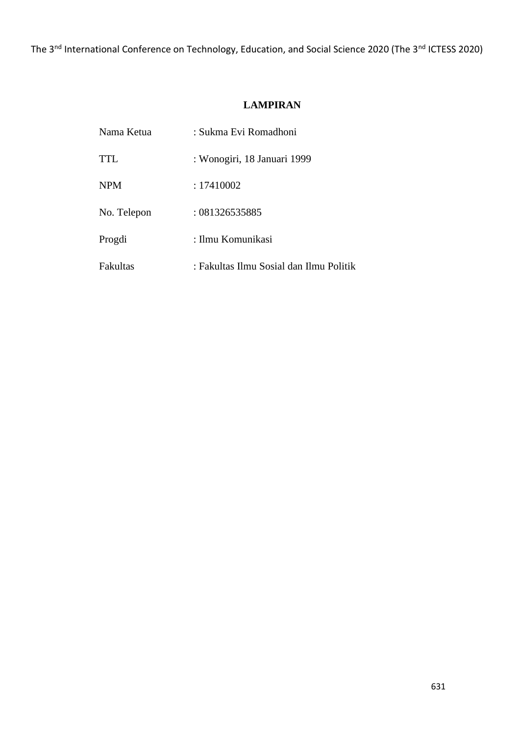**LAMPIRAN**

| | |
|---|---|
| Nama Ketua | : Sukma Evi Romadhoni |
| TTL | : Wonogiri, 18 Januari 1999 |
| NPM | : 17410002 |
| No. Telepon | : 081326535885 |
| Progdi | : Ilmu Komunikasi |
| Fakultas | : Fakultas Ilmu Sosial dan Ilmu Politik |